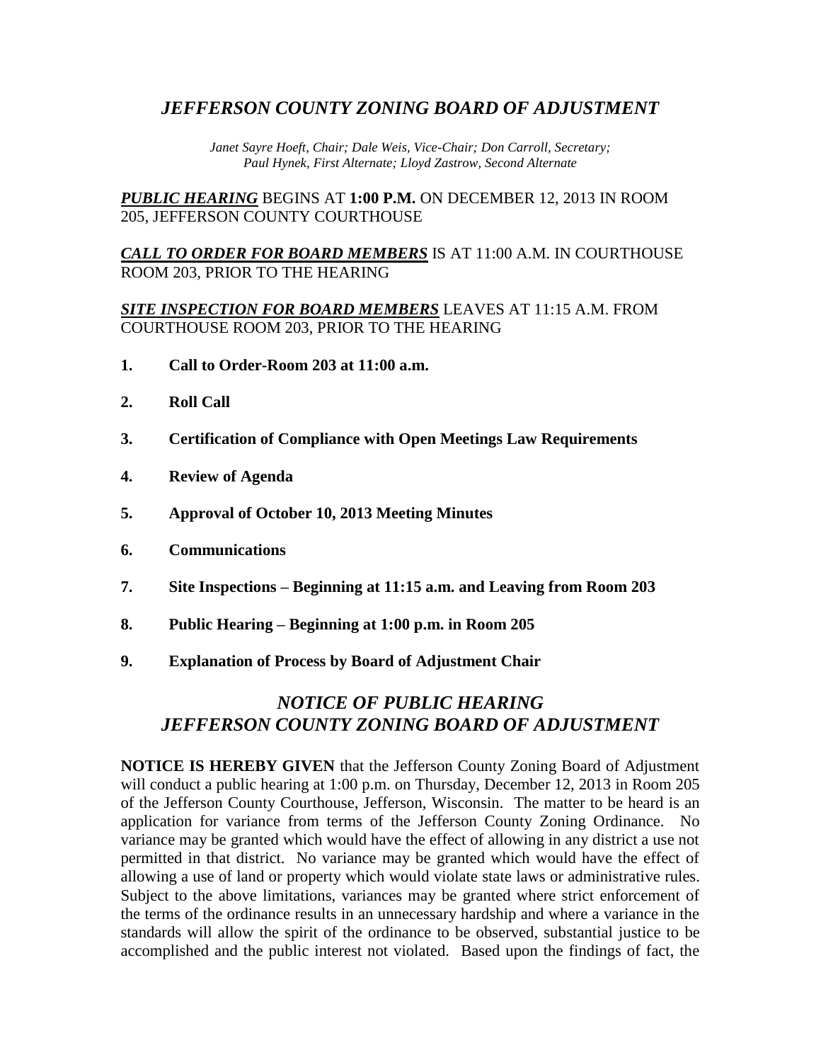# *JEFFERSON COUNTY ZONING BOARD OF ADJUSTMENT*

*Janet Sayre Hoeft, Chair; Dale Weis, Vice-Chair; Don Carroll, Secretary; Paul Hynek, First Alternate; Lloyd Zastrow, Second Alternate*

***PUBLIC HEARING*** BEGINS AT **1:00 P.M.** ON DECEMBER 12, 2013 IN ROOM 205, JEFFERSON COUNTY COURTHOUSE

***CALL TO ORDER FOR BOARD MEMBERS*** IS AT 11:00 A.M. IN COURTHOUSE ROOM 203, PRIOR TO THE HEARING

***SITE INSPECTION FOR BOARD MEMBERS*** LEAVES AT 11:15 A.M. FROM COURTHOUSE ROOM 203, PRIOR TO THE HEARING

1. **Call to Order-Room 203 at 11:00 a.m.**
2. **Roll Call**
3. **Certification of Compliance with Open Meetings Law Requirements**
4. **Review of Agenda**
5. **Approval of October 10, 2013 Meeting Minutes**
6. **Communications**
7. **Site Inspections – Beginning at 11:15 a.m. and Leaving from Room 203**
8. **Public Hearing – Beginning at 1:00 p.m. in Room 205**
9. **Explanation of Process by Board of Adjustment Chair**

## *NOTICE OF PUBLIC HEARING*
## *JEFFERSON COUNTY ZONING BOARD OF ADJUSTMENT*

**NOTICE IS HEREBY GIVEN** that the Jefferson County Zoning Board of Adjustment will conduct a public hearing at 1:00 p.m. on Thursday, December 12, 2013 in Room 205 of the Jefferson County Courthouse, Jefferson, Wisconsin. The matter to be heard is an application for variance from terms of the Jefferson County Zoning Ordinance. No variance may be granted which would have the effect of allowing in any district a use not permitted in that district. No variance may be granted which would have the effect of allowing a use of land or property which would violate state laws or administrative rules. Subject to the above limitations, variances may be granted where strict enforcement of the terms of the ordinance results in an unnecessary hardship and where a variance in the standards will allow the spirit of the ordinance to be observed, substantial justice to be accomplished and the public interest not violated. Based upon the findings of fact, the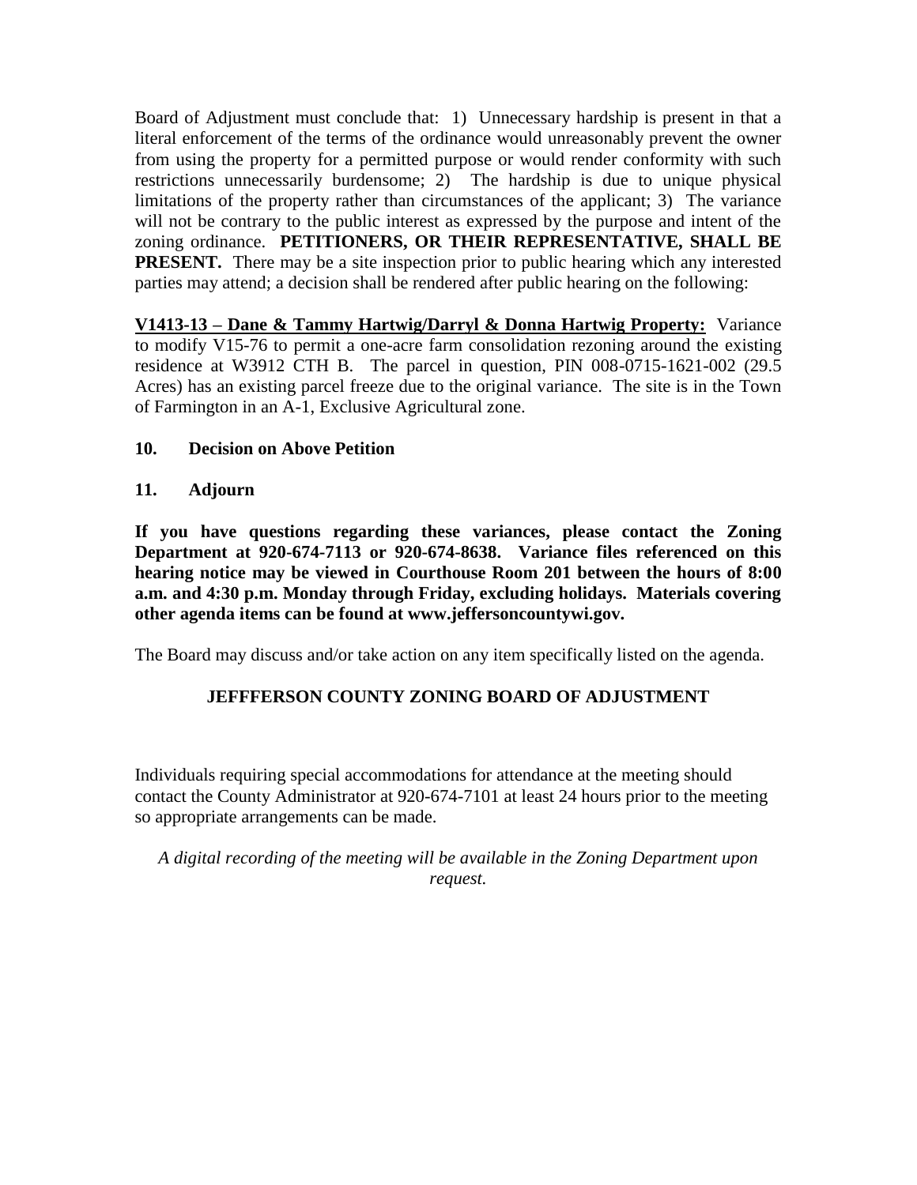Board of Adjustment must conclude that: 1) Unnecessary hardship is present in that a literal enforcement of the terms of the ordinance would unreasonably prevent the owner from using the property for a permitted purpose or would render conformity with such restrictions unnecessarily burdensome; 2) The hardship is due to unique physical limitations of the property rather than circumstances of the applicant; 3) The variance will not be contrary to the public interest as expressed by the purpose and intent of the zoning ordinance. **PETITIONERS, OR THEIR REPRESENTATIVE, SHALL BE PRESENT.** There may be a site inspection prior to public hearing which any interested parties may attend; a decision shall be rendered after public hearing on the following:

**V1413-13 – Dane & Tammy Hartwig/Darryl & Donna Hartwig Property:** Variance to modify V15-76 to permit a one-acre farm consolidation rezoning around the existing residence at W3912 CTH B. The parcel in question, PIN 008-0715-1621-002 (29.5 Acres) has an existing parcel freeze due to the original variance. The site is in the Town of Farmington in an A-1, Exclusive Agricultural zone.

**10. Decision on Above Petition**

**11. Adjourn**

**If you have questions regarding these variances, please contact the Zoning Department at 920-674-7113 or 920-674-8638. Variance files referenced on this hearing notice may be viewed in Courthouse Room 201 between the hours of 8:00 a.m. and 4:30 p.m. Monday through Friday, excluding holidays. Materials covering other agenda items can be found at www.jeffersoncountywi.gov.**

The Board may discuss and/or take action on any item specifically listed on the agenda.

**JEFFFERSON COUNTY ZONING BOARD OF ADJUSTMENT**

Individuals requiring special accommodations for attendance at the meeting should contact the County Administrator at 920-674-7101 at least 24 hours prior to the meeting so appropriate arrangements can be made.

*A digital recording of the meeting will be available in the Zoning Department upon request.*